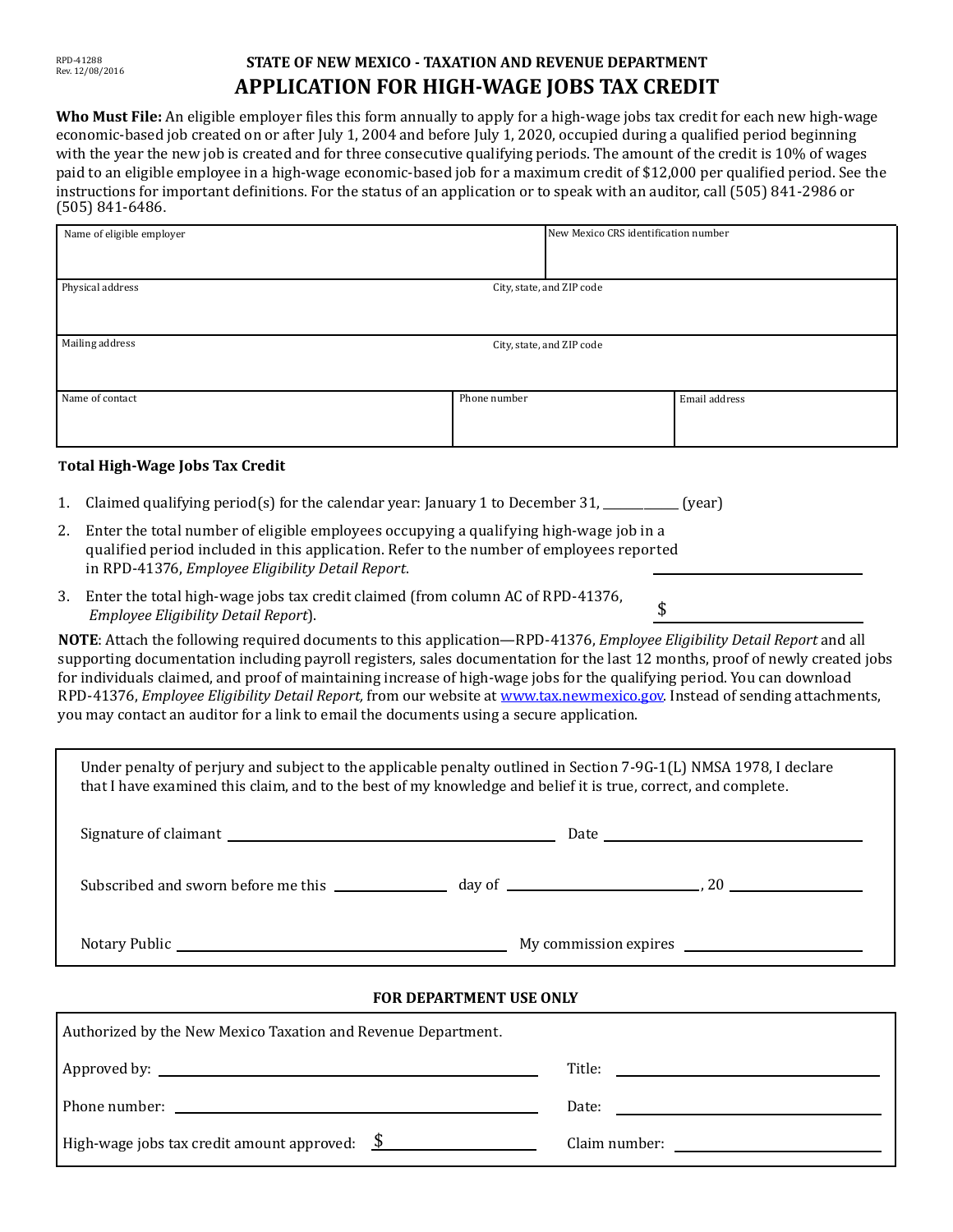RPD-41288
Rev. 12/08/2016

**STATE OF NEW MEXICO - TAXATION AND REVENUE DEPARTMENT**

# APPLICATION FOR HIGH-WAGE JOBS TAX CREDIT

**Who Must File:** An eligible employer files this form annually to apply for a high-wage jobs tax credit for each new high-wage economic-based job created on or after July 1, 2004 and before July 1, 2020, occupied during a qualified period beginning with the year the new job is created and for three consecutive qualifying periods. The amount of the credit is 10% of wages paid to an eligible employee in a high-wage economic-based job for a maximum credit of $12,000 per qualified period. See the instructions for important definitions. For the status of an application or to speak with an auditor, call (505) 841-2986 or (505) 841-6486.

| Name of eligible employer | | New Mexico CRS identification number |
|---|---|---|
| Physical address | City, state, and ZIP code | |
| Mailing address | City, state, and ZIP code | |
| Name of contact | Phone number | Email address |

**Total High-Wage Jobs Tax Credit**

1. Claimed qualifying period(s) for the calendar year: January 1 to December 31, __________ (year)
2. Enter the total number of eligible employees occupying a qualifying high-wage job in a qualified period included in this application. Refer to the number of employees reported in RPD-41376, *Employee Eligibility Detail Report*. __________
3. Enter the total high-wage jobs tax credit claimed (from column AC of RPD-41376, *Employee Eligibility Detail Report*). $__________

**NOTE**: Attach the following required documents to this application—RPD-41376, *Employee Eligibility Detail Report* and all supporting documentation including payroll registers, sales documentation for the last 12 months, proof of newly created jobs for individuals claimed, and proof of maintaining increase of high-wage jobs for the qualifying period. You can download RPD-41376, *Employee Eligibility Detail Report,* from our website at www.tax.newmexico.gov. Instead of sending attachments, you may contact an auditor for a link to email the documents using a secure application.

Under penalty of perjury and subject to the applicable penalty outlined in Section 7-9G-1(L) NMSA 1978, I declare that I have examined this claim, and to the best of my knowledge and belief it is true, correct, and complete.

Signature of claimant __________ Date __________

Subscribed and sworn before me this __________ day of __________, 20 __________

Notary Public __________ My commission expires __________

**FOR DEPARTMENT USE ONLY**

Authorized by the New Mexico Taxation and Revenue Department.

Approved by: __________ Title: __________

Phone number: __________ Date: __________

High-wage jobs tax credit amount approved: $__________ Claim number: __________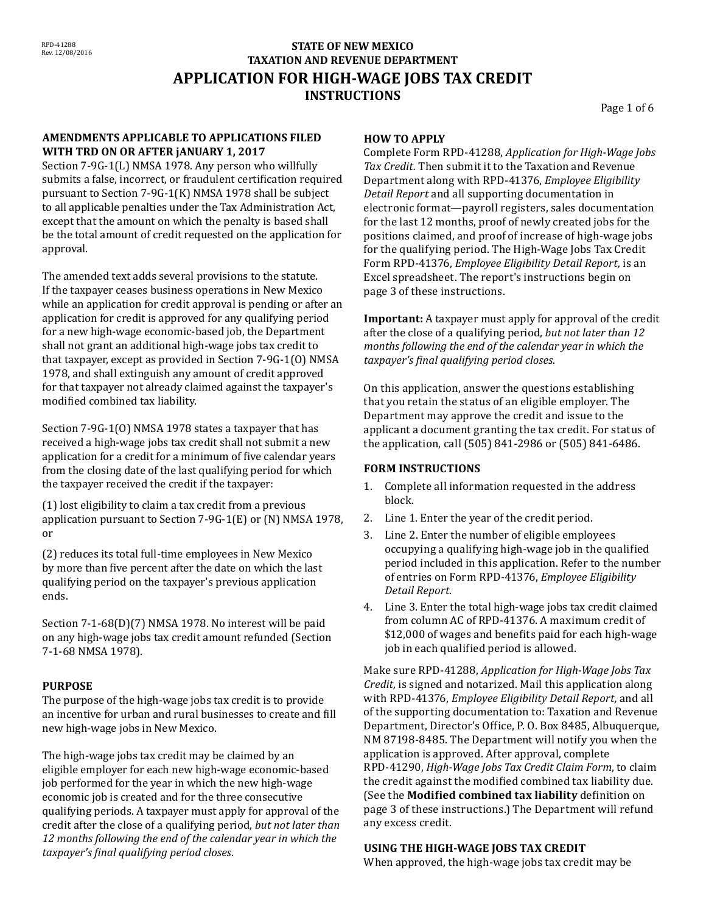RPD-41288
Rev. 12/08/2016

**STATE OF NEW MEXICO**
**TAXATION AND REVENUE DEPARTMENT**

# APPLICATION FOR HIGH-WAGE JOBS TAX CREDIT
## INSTRUCTIONS

### AMENDMENTS APPLICABLE TO APPLICATIONS FILED WITH TRD ON OR AFTER jANUARY 1, 2017

Section 7-9G-1(L) NMSA 1978. Any person who willfully submits a false, incorrect, or fraudulent certification required pursuant to Section 7-9G-1(K) NMSA 1978 shall be subject to all applicable penalties under the Tax Administration Act, except that the amount on which the penalty is based shall be the total amount of credit requested on the application for approval.

The amended text adds several provisions to the statute. If the taxpayer ceases business operations in New Mexico while an application for credit approval is pending or after an application for credit is approved for any qualifying period for a new high-wage economic-based job, the Department shall not grant an additional high-wage jobs tax credit to that taxpayer, except as provided in Section 7-9G-1(O) NMSA 1978, and shall extinguish any amount of credit approved for that taxpayer not already claimed against the taxpayer's modified combined tax liability.

Section 7-9G-1(O) NMSA 1978 states a taxpayer that has received a high-wage jobs tax credit shall not submit a new application for a credit for a minimum of five calendar years from the closing date of the last qualifying period for which the taxpayer received the credit if the taxpayer:

(1) lost eligibility to claim a tax credit from a previous application pursuant to Section 7-9G-1(E) or (N) NMSA 1978, or

(2) reduces its total full-time employees in New Mexico by more than five percent after the date on which the last qualifying period on the taxpayer's previous application ends.

Section 7-1-68(D)(7) NMSA 1978. No interest will be paid on any high-wage jobs tax credit amount refunded (Section 7-1-68 NMSA 1978).

### PURPOSE

The purpose of the high-wage jobs tax credit is to provide an incentive for urban and rural businesses to create and fill new high-wage jobs in New Mexico.

The high-wage jobs tax credit may be claimed by an eligible employer for each new high-wage economic-based job performed for the year in which the new high-wage economic job is created and for the three consecutive qualifying periods. A taxpayer must apply for approval of the credit after the close of a qualifying period, *but not later than 12 months following the end of the calendar year in which the taxpayer's final qualifying period closes*.

### HOW TO APPLY

Complete Form RPD-41288, *Application for High-Wage Jobs Tax Credit.* Then submit it to the Taxation and Revenue Department along with RPD-41376, *Employee Eligibility Detail Report* and all supporting documentation in electronic format—payroll registers, sales documentation for the last 12 months, proof of newly created jobs for the positions claimed, and proof of increase of high-wage jobs for the qualifying period. The High-Wage Jobs Tax Credit Form RPD-41376, *Employee Eligibility Detail Report,* is an Excel spreadsheet. The report's instructions begin on page 3 of these instructions.

**Important:** A taxpayer must apply for approval of the credit after the close of a qualifying period, *but not later than 12 months following the end of the calendar year in which the taxpayer's final qualifying period closes*.

On this application, answer the questions establishing that you retain the status of an eligible employer. The Department may approve the credit and issue to the applicant a document granting the tax credit. For status of the application, call (505) 841-2986 or (505) 841-6486.

### FORM INSTRUCTIONS

1. Complete all information requested in the address block.
2. Line 1. Enter the year of the credit period.
3. Line 2. Enter the number of eligible employees occupying a qualifying high-wage job in the qualified period included in this application. Refer to the number of entries on Form RPD-41376, *Employee Eligibility Detail Report*.
4. Line 3. Enter the total high-wage jobs tax credit claimed from column AC of RPD-41376. A maximum credit of $12,000 of wages and benefits paid for each high-wage job in each qualified period is allowed.

Make sure RPD-41288, *Application for High-Wage Jobs Tax Credit,* is signed and notarized. Mail this application along with RPD-41376, *Employee Eligibility Detail Report,* and all of the supporting documentation to: Taxation and Revenue Department, Director's Office, P. O. Box 8485, Albuquerque, NM 87198-8485. The Department will notify you when the application is approved. After approval, complete RPD-41290, *High-Wage Jobs Tax Credit Claim Form*, to claim the credit against the modified combined tax liability due. (See the **Modified combined tax liability** definition on page 3 of these instructions.) The Department will refund any excess credit.

### USING THE HIGH-WAGE JOBS TAX CREDIT

When approved, the high-wage jobs tax credit may be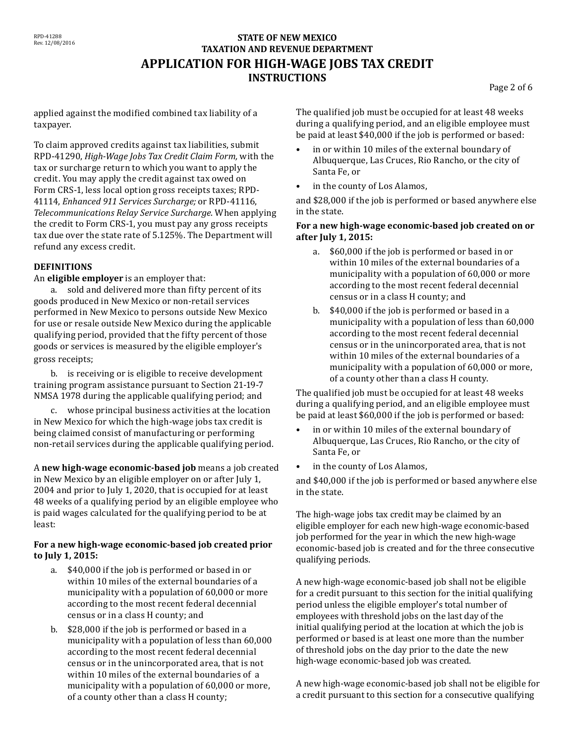applied against the modified combined tax liability of a taxpayer.

To claim approved credits against tax liabilities, submit RPD-41290, *High-Wage Jobs Tax Credit Claim Form,* with the tax or surcharge return to which you want to apply the credit. You may apply the credit against tax owed on Form CRS-1, less local option gross receipts taxes; RPD-41114, *Enhanced 911 Services Surcharge;* or RPD-41116, *Telecommunications Relay Service Surcharge*. When applying the credit to Form CRS-1, you must pay any gross receipts tax due over the state rate of 5.125%. The Department will refund any excess credit.

**DEFINITIONS**

An **eligible employer** is an employer that:

a. sold and delivered more than fifty percent of its goods produced in New Mexico or non-retail services performed in New Mexico to persons outside New Mexico for use or resale outside New Mexico during the applicable qualifying period, provided that the fifty percent of those goods or services is measured by the eligible employer's gross receipts;

b. is receiving or is eligible to receive development training program assistance pursuant to Section 21-19-7 NMSA 1978 during the applicable qualifying period; and

c. whose principal business activities at the location in New Mexico for which the high-wage jobs tax credit is being claimed consist of manufacturing or performing non-retail services during the applicable qualifying period.

A **new high-wage economic-based job** means a job created in New Mexico by an eligible employer on or after July 1, 2004 and prior to July 1, 2020, that is occupied for at least 48 weeks of a qualifying period by an eligible employee who is paid wages calculated for the qualifying period to be at least:

**For a new high-wage economic-based job created prior to July 1, 2015:**

a. $40,000 if the job is performed or based in or within 10 miles of the external boundaries of a municipality with a population of 60,000 or more according to the most recent federal decennial census or in a class H county; and

b. $28,000 if the job is performed or based in a municipality with a population of less than 60,000 according to the most recent federal decennial census or in the unincorporated area, that is not within 10 miles of the external boundaries of a municipality with a population of 60,000 or more, of a county other than a class H county;

The qualified job must be occupied for at least 48 weeks during a qualifying period, and an eligible employee must be paid at least $40,000 if the job is performed or based:

- in or within 10 miles of the external boundary of Albuquerque, Las Cruces, Rio Rancho, or the city of Santa Fe, or
- in the county of Los Alamos,

and $28,000 if the job is performed or based anywhere else in the state.

**For a new high-wage economic-based job created on or after July 1, 2015:**

a. $60,000 if the job is performed or based in or within 10 miles of the external boundaries of a municipality with a population of 60,000 or more according to the most recent federal decennial census or in a class H county; and

b. $40,000 if the job is performed or based in a municipality with a population of less than 60,000 according to the most recent federal decennial census or in the unincorporated area, that is not within 10 miles of the external boundaries of a municipality with a population of 60,000 or more, of a county other than a class H county.

The qualified job must be occupied for at least 48 weeks during a qualifying period, and an eligible employee must be paid at least $60,000 if the job is performed or based:

- in or within 10 miles of the external boundary of Albuquerque, Las Cruces, Rio Rancho, or the city of Santa Fe, or
- in the county of Los Alamos,

and $40,000 if the job is performed or based anywhere else in the state.

The high-wage jobs tax credit may be claimed by an eligible employer for each new high-wage economic-based job performed for the year in which the new high-wage economic-based job is created and for the three consecutive qualifying periods.

A new high-wage economic-based job shall not be eligible for a credit pursuant to this section for the initial qualifying period unless the eligible employer's total number of employees with threshold jobs on the last day of the initial qualifying period at the location at which the job is performed or based is at least one more than the number of threshold jobs on the day prior to the date the new high-wage economic-based job was created.

A new high-wage economic-based job shall not be eligible for a credit pursuant to this section for a consecutive qualifying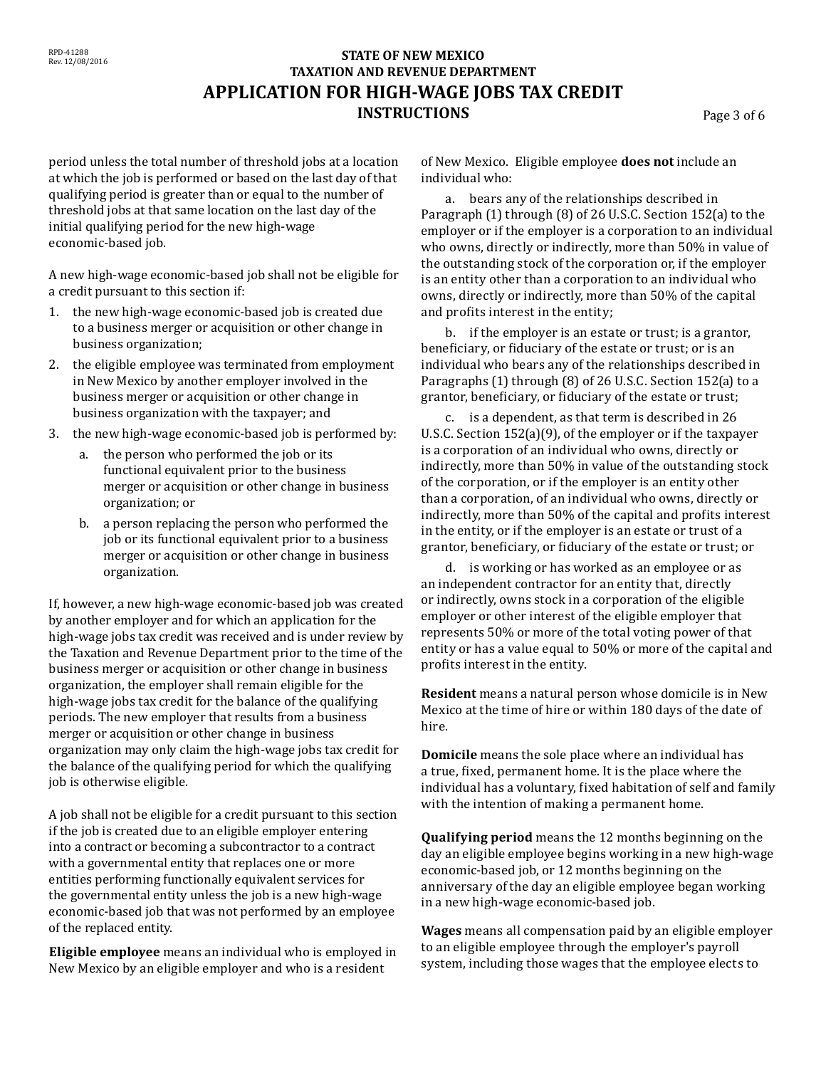period unless the total number of threshold jobs at a location at which the job is performed or based on the last day of that qualifying period is greater than or equal to the number of threshold jobs at that same location on the last day of the initial qualifying period for the new high-wage economic-based job.

A new high-wage economic-based job shall not be eligible for a credit pursuant to this section if:

1. the new high-wage economic-based job is created due to a business merger or acquisition or other change in business organization;
2. the eligible employee was terminated from employment in New Mexico by another employer involved in the business merger or acquisition or other change in business organization with the taxpayer; and
3. the new high-wage economic-based job is performed by:
   a. the person who performed the job or its functional equivalent prior to the business merger or acquisition or other change in business organization; or
   b. a person replacing the person who performed the job or its functional equivalent prior to a business merger or acquisition or other change in business organization.

If, however, a new high-wage economic-based job was created by another employer and for which an application for the high-wage jobs tax credit was received and is under review by the Taxation and Revenue Department prior to the time of the business merger or acquisition or other change in business organization, the employer shall remain eligible for the high-wage jobs tax credit for the balance of the qualifying periods. The new employer that results from a business merger or acquisition or other change in business organization may only claim the high-wage jobs tax credit for the balance of the qualifying period for which the qualifying job is otherwise eligible.

A job shall not be eligible for a credit pursuant to this section if the job is created due to an eligible employer entering into a contract or becoming a subcontractor to a contract with a governmental entity that replaces one or more entities performing functionally equivalent services for the governmental entity unless the job is a new high-wage economic-based job that was not performed by an employee of the replaced entity.

**Eligible employee** means an individual who is employed in New Mexico by an eligible employer and who is a resident of New Mexico. Eligible employee **does not** include an individual who:

a. bears any of the relationships described in Paragraph (1) through (8) of 26 U.S.C. Section 152(a) to the employer or if the employer is a corporation to an individual who owns, directly or indirectly, more than 50% in value of the outstanding stock of the corporation or, if the employer is an entity other than a corporation to an individual who owns, directly or indirectly, more than 50% of the capital and profits interest in the entity;

b. if the employer is an estate or trust; is a grantor, beneficiary, or fiduciary of the estate or trust; or is an individual who bears any of the relationships described in Paragraphs (1) through (8) of 26 U.S.C. Section 152(a) to a grantor, beneficiary, or fiduciary of the estate or trust;

c. is a dependent, as that term is described in 26 U.S.C. Section 152(a)(9), of the employer or if the taxpayer is a corporation of an individual who owns, directly or indirectly, more than 50% in value of the outstanding stock of the corporation, or if the employer is an entity other than a corporation, of an individual who owns, directly or indirectly, more than 50% of the capital and profits interest in the entity, or if the employer is an estate or trust of a grantor, beneficiary, or fiduciary of the estate or trust; or

d. is working or has worked as an employee or as an independent contractor for an entity that, directly or indirectly, owns stock in a corporation of the eligible employer or other interest of the eligible employer that represents 50% or more of the total voting power of that entity or has a value equal to 50% or more of the capital and profits interest in the entity.

**Resident** means a natural person whose domicile is in New Mexico at the time of hire or within 180 days of the date of hire.

**Domicile** means the sole place where an individual has a true, fixed, permanent home. It is the place where the individual has a voluntary, fixed habitation of self and family with the intention of making a permanent home.

**Qualifying period** means the 12 months beginning on the day an eligible employee begins working in a new high-wage economic-based job, or 12 months beginning on the anniversary of the day an eligible employee began working in a new high-wage economic-based job.

**Wages** means all compensation paid by an eligible employer to an eligible employee through the employer's payroll system, including those wages that the employee elects to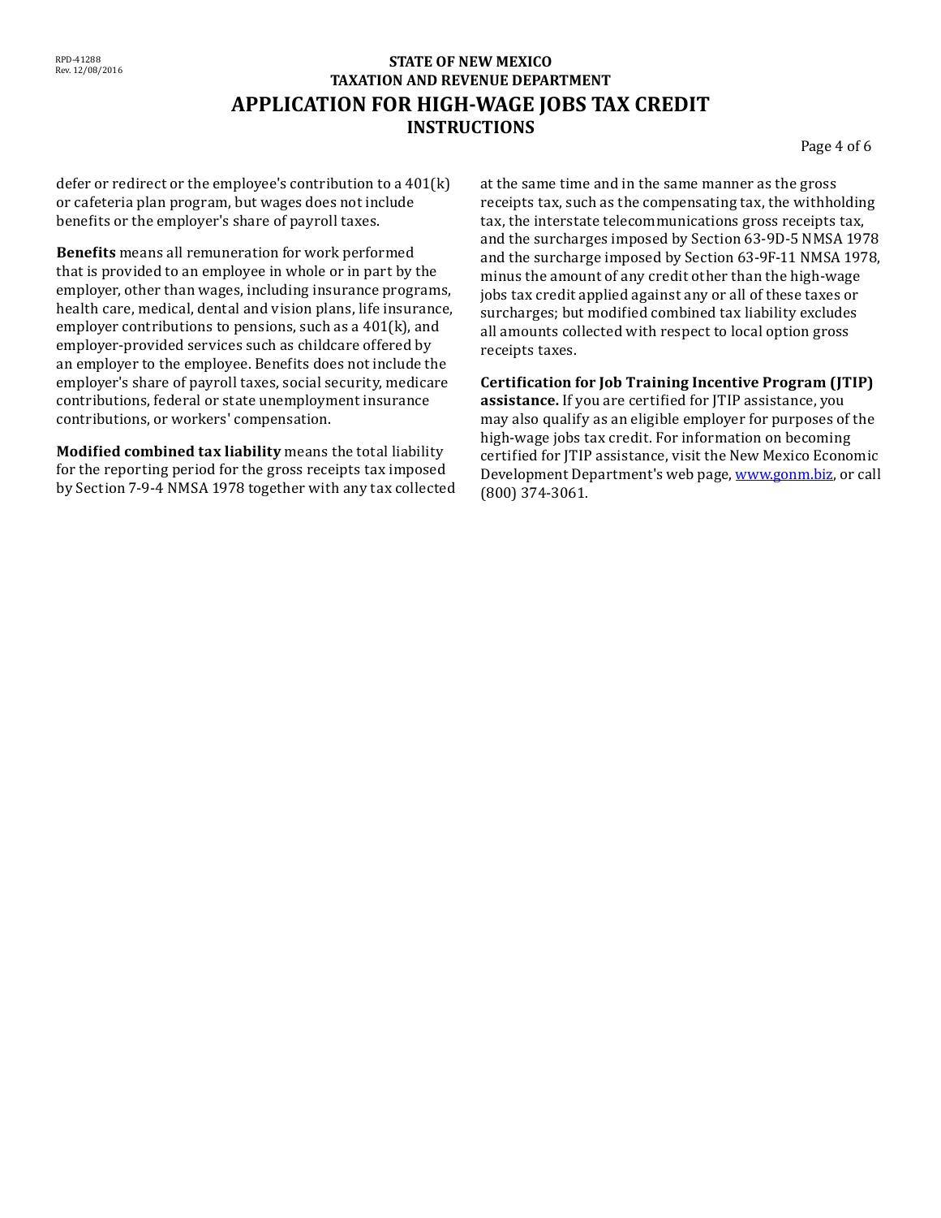defer or redirect or the employee's contribution to a 401(k) or cafeteria plan program, but wages does not include benefits or the employer's share of payroll taxes.

**Benefits** means all remuneration for work performed that is provided to an employee in whole or in part by the employer, other than wages, including insurance programs, health care, medical, dental and vision plans, life insurance, employer contributions to pensions, such as a 401(k), and employer-provided services such as childcare offered by an employer to the employee. Benefits does not include the employer's share of payroll taxes, social security, medicare contributions, federal or state unemployment insurance contributions, or workers' compensation.

**Modified combined tax liability** means the total liability for the reporting period for the gross receipts tax imposed by Section 7-9-4 NMSA 1978 together with any tax collected at the same time and in the same manner as the gross receipts tax, such as the compensating tax, the withholding tax, the interstate telecommunications gross receipts tax, and the surcharges imposed by Section 63-9D-5 NMSA 1978 and the surcharge imposed by Section 63-9F-11 NMSA 1978, minus the amount of any credit other than the high-wage jobs tax credit applied against any or all of these taxes or surcharges; but modified combined tax liability excludes all amounts collected with respect to local option gross receipts taxes.

**Certification for Job Training Incentive Program (JTIP) assistance.** If you are certified for JTIP assistance, you may also qualify as an eligible employer for purposes of the high-wage jobs tax credit. For information on becoming certified for JTIP assistance, visit the New Mexico Economic Development Department's web page, www.gonm.biz, or call (800) 374-3061.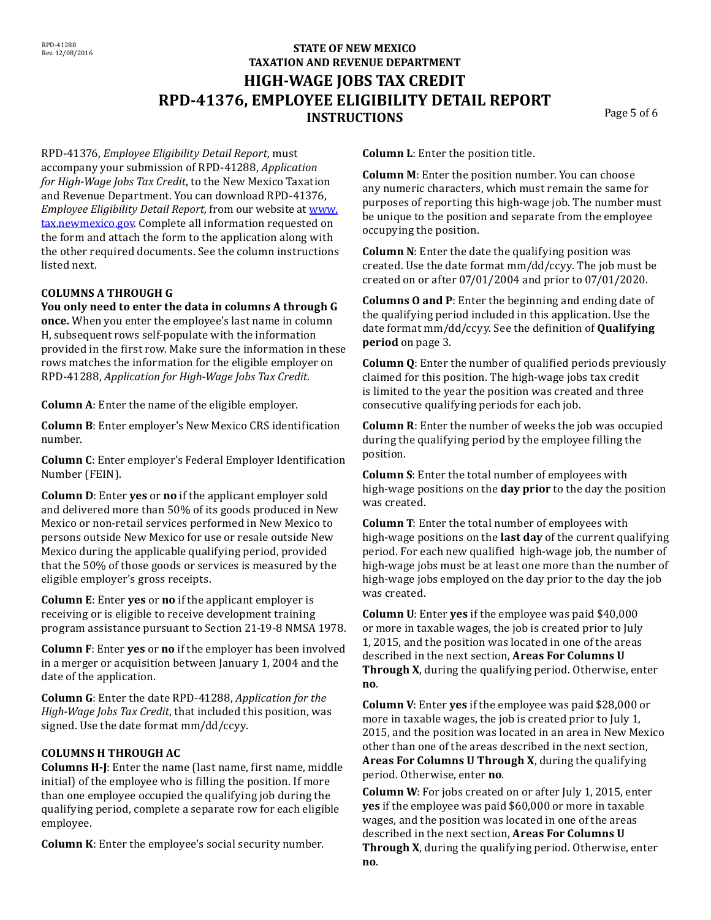# STATE OF NEW MEXICO
# TAXATION AND REVENUE DEPARTMENT
# HIGH-WAGE JOBS TAX CREDIT
# RPD-41376, EMPLOYEE ELIGIBILITY DETAIL REPORT
## INSTRUCTIONS

RPD-41376, *Employee Eligibility Detail Report,* must accompany your submission of RPD-41288, *Application for High-Wage Jobs Tax Credit*, to the New Mexico Taxation and Revenue Department. You can download RPD-41376, *Employee Eligibility Detail Report,* from our website at www.tax.newmexico.gov. Complete all information requested on the form and attach the form to the application along with the other required documents. See the column instructions listed next.

### COLUMNS A THROUGH G

**You only need to enter the data in columns A through G once.** When you enter the employee's last name in column H, subsequent rows self-populate with the information provided in the first row. Make sure the information in these rows matches the information for the eligible employer on RPD-41288, *Application for High-Wage Jobs Tax Credit*.

**Column A**: Enter the name of the eligible employer.

**Column B**: Enter employer's New Mexico CRS identification number.

**Column C**: Enter employer's Federal Employer Identification Number (FEIN).

**Column D**: Enter **yes** or **no** if the applicant employer sold and delivered more than 50% of its goods produced in New Mexico or non-retail services performed in New Mexico to persons outside New Mexico for use or resale outside New Mexico during the applicable qualifying period, provided that the 50% of those goods or services is measured by the eligible employer's gross receipts.

**Column E**: Enter **yes** or **no** if the applicant employer is receiving or is eligible to receive development training program assistance pursuant to Section 21-19-8 NMSA 1978.

**Column F**: Enter **yes** or **no** if the employer has been involved in a merger or acquisition between January 1, 2004 and the date of the application.

**Column G**: Enter the date RPD-41288, *Application for the High-Wage Jobs Tax Credit*, that included this position, was signed. Use the date format mm/dd/ccyy.

### COLUMNS H THROUGH AC

**Columns H-J**: Enter the name (last name, first name, middle initial) of the employee who is filling the position. If more than one employee occupied the qualifying job during the qualifying period, complete a separate row for each eligible employee.

**Column K**: Enter the employee's social security number.

**Column L**: Enter the position title.

**Column M**: Enter the position number. You can choose any numeric characters, which must remain the same for purposes of reporting this high-wage job. The number must be unique to the position and separate from the employee occupying the position.

**Column N**: Enter the date the qualifying position was created. Use the date format mm/dd/ccyy. The job must be created on or after 07/01/2004 and prior to 07/01/2020.

**Columns O and P**: Enter the beginning and ending date of the qualifying period included in this application. Use the date format mm/dd/ccyy. See the definition of **Qualifying period** on page 3.

**Column Q**: Enter the number of qualified periods previously claimed for this position. The high-wage jobs tax credit is limited to the year the position was created and three consecutive qualifying periods for each job.

**Column R**: Enter the number of weeks the job was occupied during the qualifying period by the employee filling the position.

**Column S**: Enter the total number of employees with high-wage positions on the **day prior** to the day the position was created.

**Column T**: Enter the total number of employees with high-wage positions on the **last day** of the current qualifying period. For each new qualified high-wage job, the number of high-wage jobs must be at least one more than the number of high-wage jobs employed on the day prior to the day the job was created.

**Column U**: Enter **yes** if the employee was paid $40,000 or more in taxable wages, the job is created prior to July 1, 2015, and the position was located in one of the areas described in the next section, **Areas For Columns U Through X**, during the qualifying period. Otherwise, enter **no**.

**Column V**: Enter **yes** if the employee was paid $28,000 or more in taxable wages, the job is created prior to July 1, 2015, and the position was located in an area in New Mexico other than one of the areas described in the next section, **Areas For Columns U Through X**, during the qualifying period. Otherwise, enter **no**.

**Column W**: For jobs created on or after July 1, 2015, enter **yes** if the employee was paid $60,000 or more in taxable wages, and the position was located in one of the areas described in the next section, **Areas For Columns U Through X**, during the qualifying period. Otherwise, enter **no**.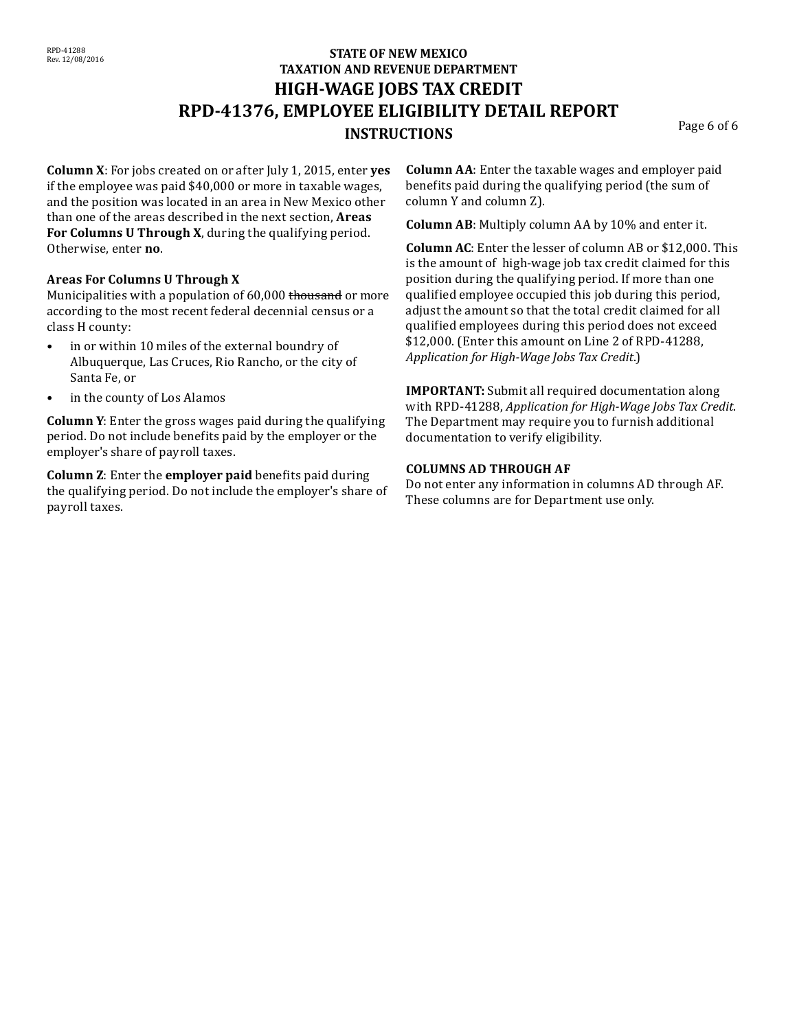# STATE OF NEW MEXICO
## TAXATION AND REVENUE DEPARTMENT
# HIGH-WAGE JOBS TAX CREDIT
# RPD-41376, EMPLOYEE ELIGIBILITY DETAIL REPORT
## INSTRUCTIONS

**Column X**: For jobs created on or after July 1, 2015, enter **yes** if the employee was paid $40,000 or more in taxable wages, and the position was located in an area in New Mexico other than one of the areas described in the next section, **Areas For Columns U Through X**, during the qualifying period. Otherwise, enter **no**.

### Areas For Columns U Through X

Municipalities with a population of 60,000 ~~thousand~~ or more according to the most recent federal decennial census or a class H county:

- in or within 10 miles of the external boundry of Albuquerque, Las Cruces, Rio Rancho, or the city of Santa Fe, or
- in the county of Los Alamos

**Column Y**: Enter the gross wages paid during the qualifying period. Do not include benefits paid by the employer or the employer's share of payroll taxes.

**Column Z**: Enter the **employer paid** benefits paid during the qualifying period. Do not include the employer's share of payroll taxes.

**Column AA**: Enter the taxable wages and employer paid benefits paid during the qualifying period (the sum of column Y and column Z).

**Column AB**: Multiply column AA by 10% and enter it.

**Column AC**: Enter the lesser of column AB or $12,000. This is the amount of high-wage job tax credit claimed for this position during the qualifying period. If more than one qualified employee occupied this job during this period, adjust the amount so that the total credit claimed for all qualified employees during this period does not exceed $12,000. (Enter this amount on Line 2 of RPD-41288, *Application for High-Wage Jobs Tax Credit*.)

**IMPORTANT:** Submit all required documentation along with RPD-41288, *Application for High-Wage Jobs Tax Credit*. The Department may require you to furnish additional documentation to verify eligibility.

### COLUMNS AD THROUGH AF

Do not enter any information in columns AD through AF. These columns are for Department use only.